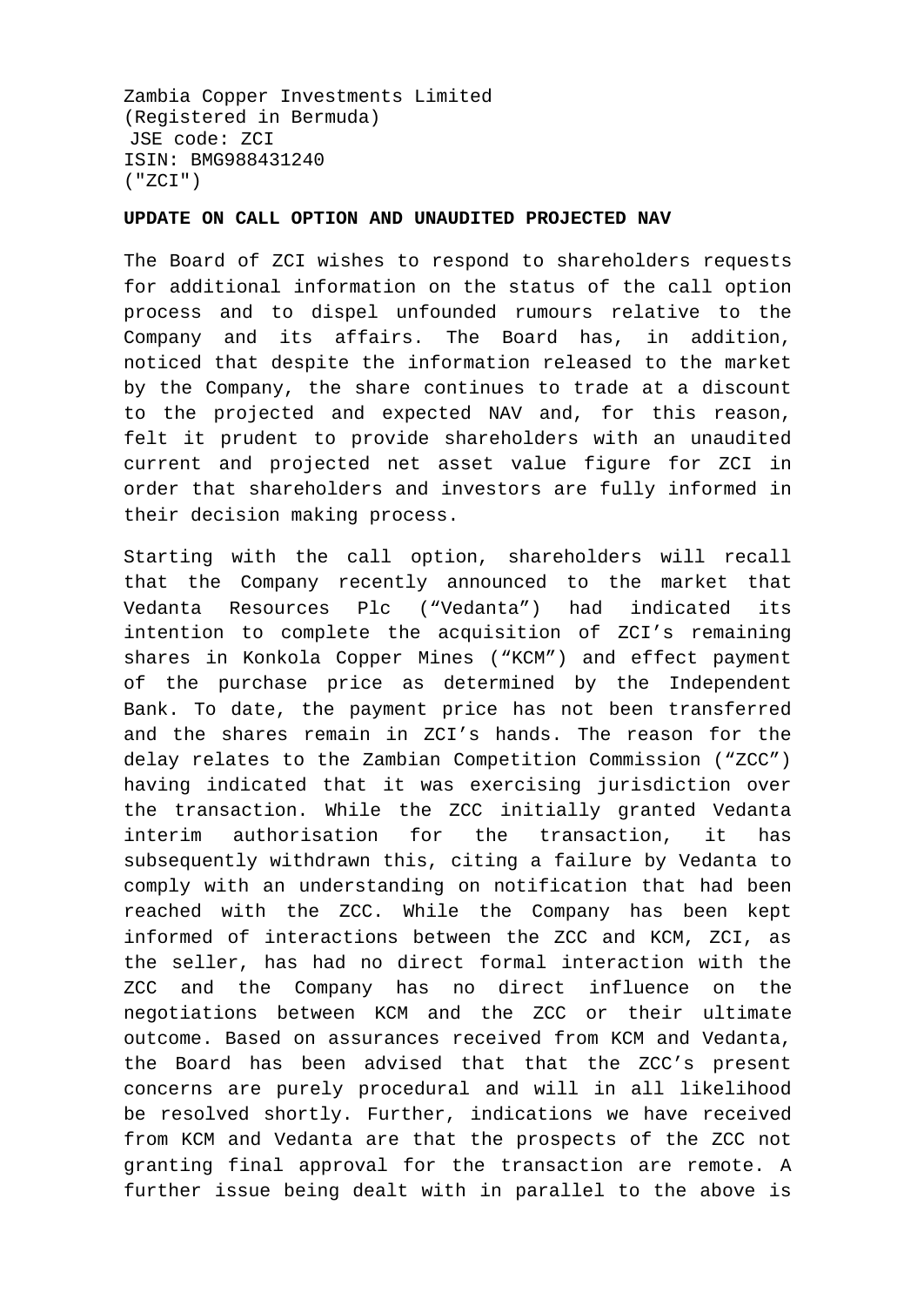Zambia Copper Investments Limited
(Registered in Bermuda)
JSE code: ZCI
ISIN: BMG988431240
("ZCI")

**UPDATE ON CALL OPTION AND UNAUDITED PROJECTED NAV**

The Board of ZCI wishes to respond to shareholders requests for additional information on the status of the call option process and to dispel unfounded rumours relative to the Company and its affairs. The Board has, in addition, noticed that despite the information released to the market by the Company, the share continues to trade at a discount to the projected and expected NAV and, for this reason, felt it prudent to provide shareholders with an unaudited current and projected net asset value figure for ZCI in order that shareholders and investors are fully informed in their decision making process.

Starting with the call option, shareholders will recall that the Company recently announced to the market that Vedanta Resources Plc ("Vedanta") had indicated its intention to complete the acquisition of ZCI's remaining shares in Konkola Copper Mines ("KCM") and effect payment of the purchase price as determined by the Independent Bank. To date, the payment price has not been transferred and the shares remain in ZCI's hands. The reason for the delay relates to the Zambian Competition Commission ("ZCC") having indicated that it was exercising jurisdiction over the transaction. While the ZCC initially granted Vedanta interim authorisation for the transaction, it has subsequently withdrawn this, citing a failure by Vedanta to comply with an understanding on notification that had been reached with the ZCC. While the Company has been kept informed of interactions between the ZCC and KCM, ZCI, as the seller, has had no direct formal interaction with the ZCC and the Company has no direct influence on the negotiations between KCM and the ZCC or their ultimate outcome. Based on assurances received from KCM and Vedanta, the Board has been advised that that the ZCC's present concerns are purely procedural and will in all likelihood be resolved shortly. Further, indications we have received from KCM and Vedanta are that the prospects of the ZCC not granting final approval for the transaction are remote. A further issue being dealt with in parallel to the above is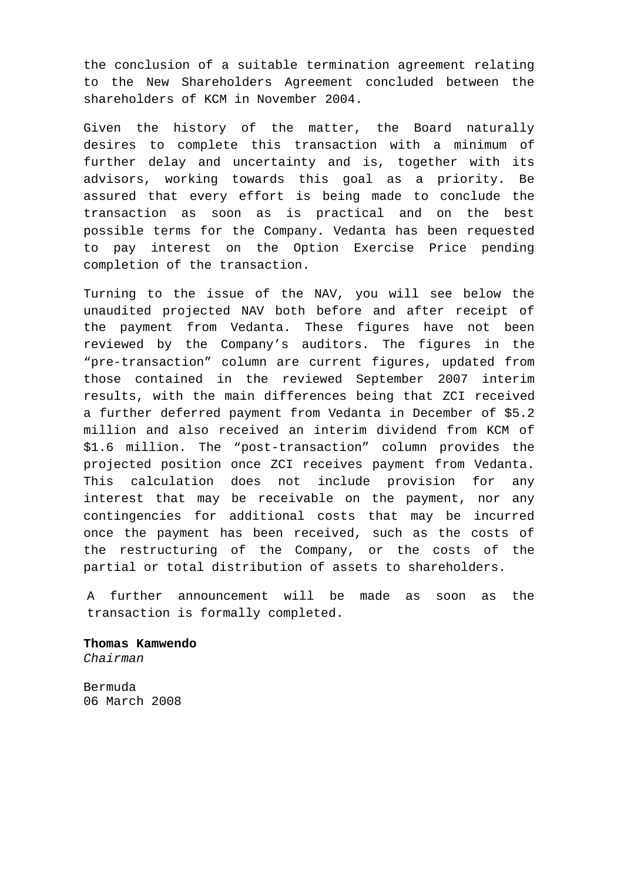the conclusion of a suitable termination agreement relating to the New Shareholders Agreement concluded between the shareholders of KCM in November 2004.

Given the history of the matter, the Board naturally desires to complete this transaction with a minimum of further delay and uncertainty and is, together with its advisors, working towards this goal as a priority. Be assured that every effort is being made to conclude the transaction as soon as is practical and on the best possible terms for the Company. Vedanta has been requested to pay interest on the Option Exercise Price pending completion of the transaction.

Turning to the issue of the NAV, you will see below the unaudited projected NAV both before and after receipt of the payment from Vedanta. These figures have not been reviewed by the Company's auditors. The figures in the "pre-transaction" column are current figures, updated from those contained in the reviewed September 2007 interim results, with the main differences being that ZCI received a further deferred payment from Vedanta in December of $5.2 million and also received an interim dividend from KCM of $1.6 million. The "post-transaction" column provides the projected position once ZCI receives payment from Vedanta. This calculation does not include provision for any interest that may be receivable on the payment, nor any contingencies for additional costs that may be incurred once the payment has been received, such as the costs of the restructuring of the Company, or the costs of the partial or total distribution of assets to shareholders.

A further announcement will be made as soon as the transaction is formally completed.

**Thomas Kamwendo**
*Chairman*

Bermuda
06 March 2008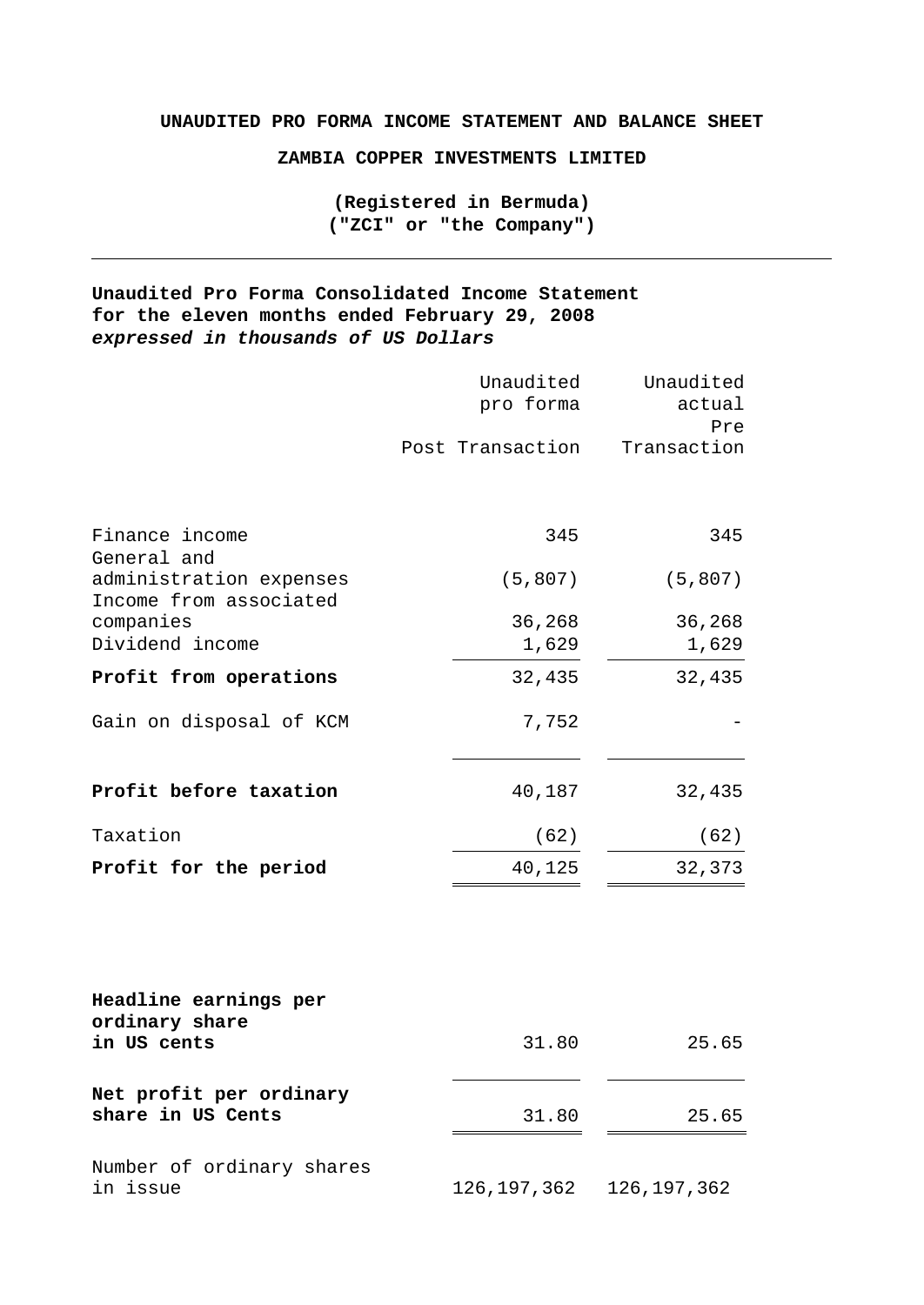**UNAUDITED PRO FORMA INCOME STATEMENT AND BALANCE SHEET**

**ZAMBIA COPPER INVESTMENTS LIMITED**

**(Registered in Bermuda)**
**("ZCI" or "the Company")**

---

**Unaudited Pro Forma Consolidated Income Statement**
**for the eleven months ended February 29, 2008**
***expressed in thousands of US Dollars***

| | Unaudited pro forma Post Transaction | Unaudited actual Pre Transaction |
|---|---|---|
| Finance income | 345 | 345 |
| General and administration expenses | (5,807) | (5,807) |
| Income from associated companies | 36,268 | 36,268 |
| Dividend income | 1,629 | 1,629 |
| **Profit from operations** | 32,435 | 32,435 |
| Gain on disposal of KCM | 7,752 | - |
| **Profit before taxation** | 40,187 | 32,435 |
| Taxation | (62) | (62) |
| **Profit for the period** | 40,125 | 32,373 |
| **Headline earnings per ordinary share in US cents** | 31.80 | 25.65 |
| **Net profit per ordinary share in US Cents** | 31.80 | 25.65 |
| Number of ordinary shares in issue | 126,197,362 | 126,197,362 |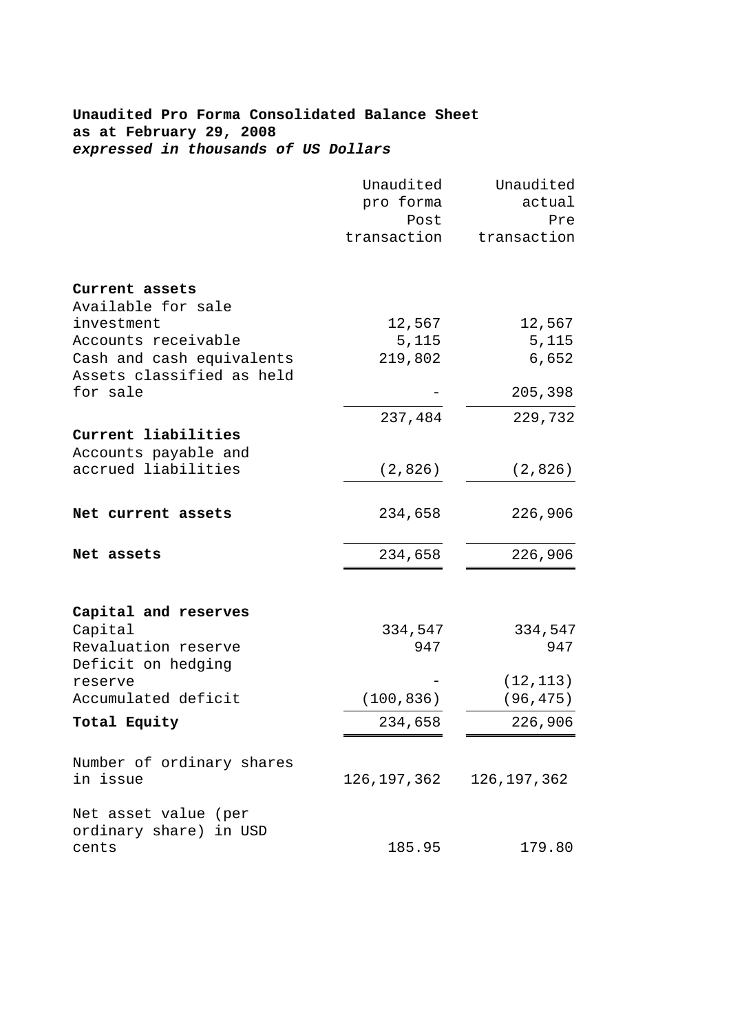**Unaudited Pro Forma Consolidated Balance Sheet**
**as at February 29, 2008**
***expressed in thousands of US Dollars***

| | Unaudited pro forma Post transaction | Unaudited actual Pre transaction |
|---|---|---|
| **Current assets** | | |
| Available for sale investment | 12,567 | 12,567 |
| Accounts receivable | 5,115 | 5,115 |
| Cash and cash equivalents | 219,802 | 6,652 |
| Assets classified as held for sale | - | 205,398 |
| | 237,484 | 229,732 |
| **Current liabilities** | | |
| Accounts payable and accrued liabilities | (2,826) | (2,826) |
| **Net current assets** | 234,658 | 226,906 |
| **Net assets** | 234,658 | 226,906 |
| **Capital and reserves** | | |
| Capital | 334,547 | 334,547 |
| Revaluation reserve | 947 | 947 |
| Deficit on hedging reserve | - | (12,113) |
| Accumulated deficit | (100,836) | (96,475) |
| **Total Equity** | 234,658 | 226,906 |
| Number of ordinary shares in issue | 126,197,362 | 126,197,362 |
| Net asset value (per ordinary share) in USD cents | 185.95 | 179.80 |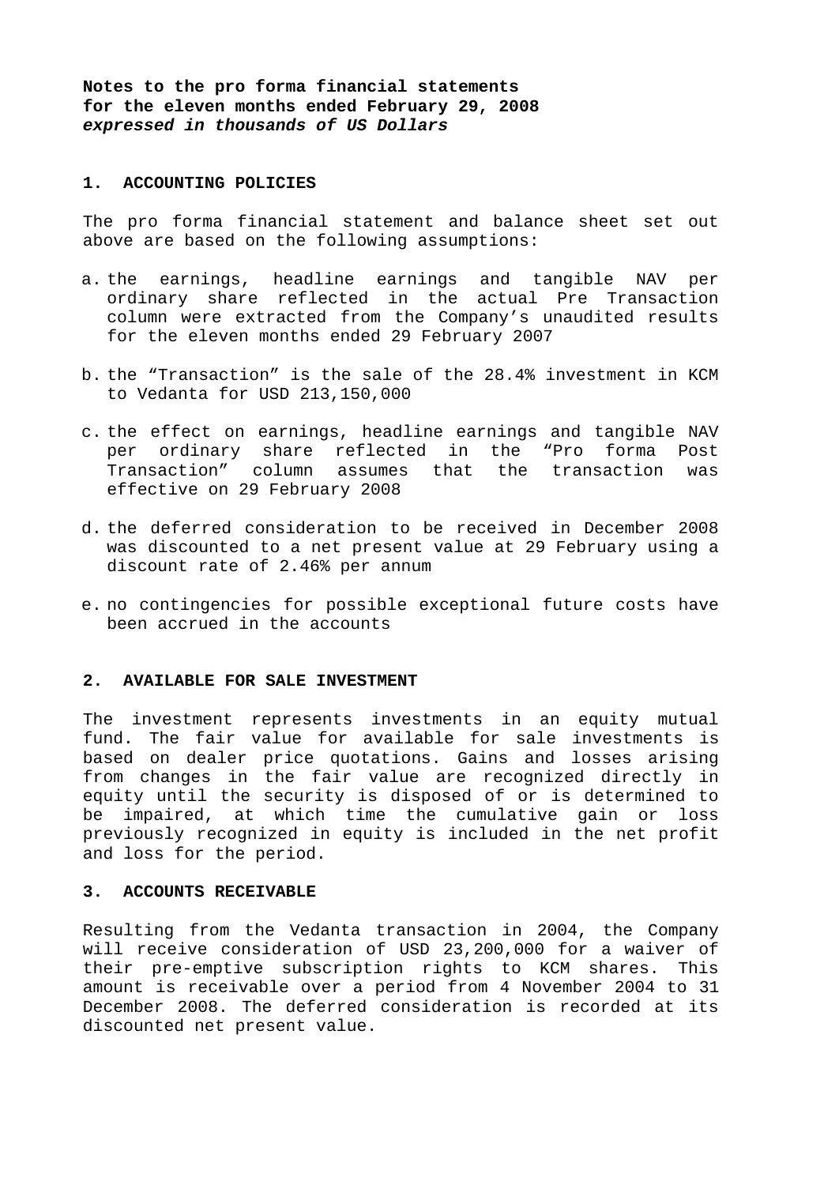**Notes to the pro forma financial statements**
**for the eleven months ended February 29, 2008**
***expressed in thousands of US Dollars***

## 1. ACCOUNTING POLICIES

The pro forma financial statement and balance sheet set out above are based on the following assumptions:

a. the earnings, headline earnings and tangible NAV per ordinary share reflected in the actual Pre Transaction column were extracted from the Company's unaudited results for the eleven months ended 29 February 2007

b. the "Transaction" is the sale of the 28.4% investment in KCM to Vedanta for USD 213,150,000

c. the effect on earnings, headline earnings and tangible NAV per ordinary share reflected in the "Pro forma Post Transaction" column assumes that the transaction was effective on 29 February 2008

d. the deferred consideration to be received in December 2008 was discounted to a net present value at 29 February using a discount rate of 2.46% per annum

e. no contingencies for possible exceptional future costs have been accrued in the accounts

## 2. AVAILABLE FOR SALE INVESTMENT

The investment represents investments in an equity mutual fund. The fair value for available for sale investments is based on dealer price quotations. Gains and losses arising from changes in the fair value are recognized directly in equity until the security is disposed of or is determined to be impaired, at which time the cumulative gain or loss previously recognized in equity is included in the net profit and loss for the period.

## 3. ACCOUNTS RECEIVABLE

Resulting from the Vedanta transaction in 2004, the Company will receive consideration of USD 23,200,000 for a waiver of their pre-emptive subscription rights to KCM shares. This amount is receivable over a period from 4 November 2004 to 31 December 2008. The deferred consideration is recorded at its discounted net present value.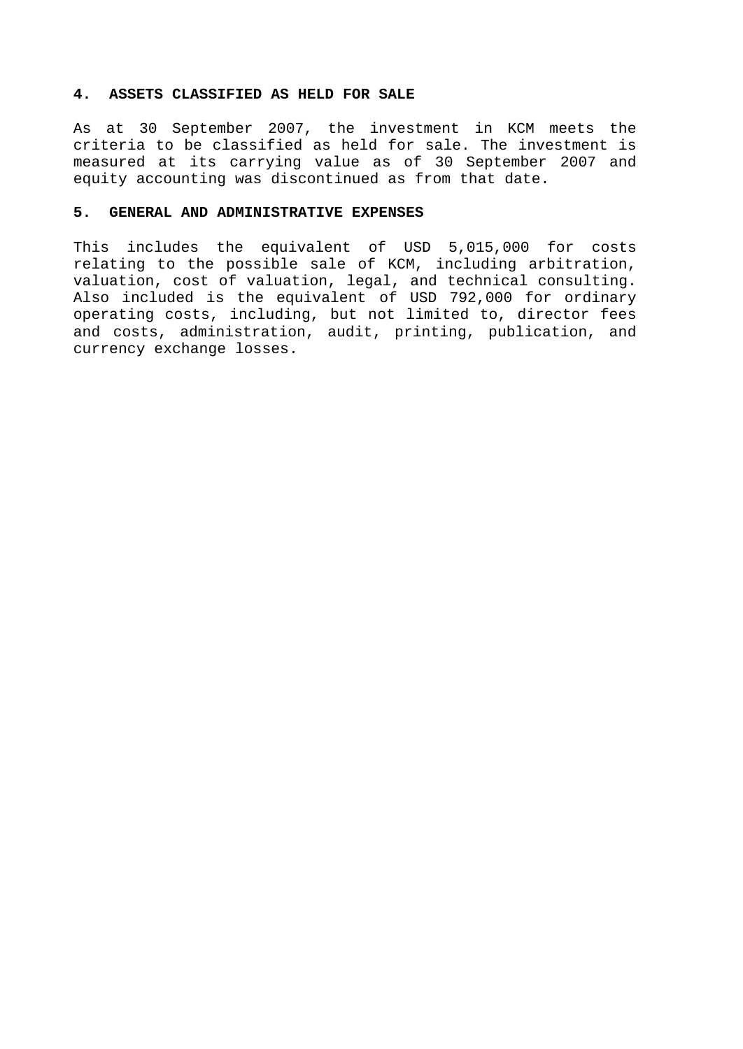## 4. ASSETS CLASSIFIED AS HELD FOR SALE

As at 30 September 2007, the investment in KCM meets the criteria to be classified as held for sale. The investment is measured at its carrying value as of 30 September 2007 and equity accounting was discontinued as from that date.

## 5. GENERAL AND ADMINISTRATIVE EXPENSES

This includes the equivalent of USD 5,015,000 for costs relating to the possible sale of KCM, including arbitration, valuation, cost of valuation, legal, and technical consulting. Also included is the equivalent of USD 792,000 for ordinary operating costs, including, but not limited to, director fees and costs, administration, audit, printing, publication, and currency exchange losses.